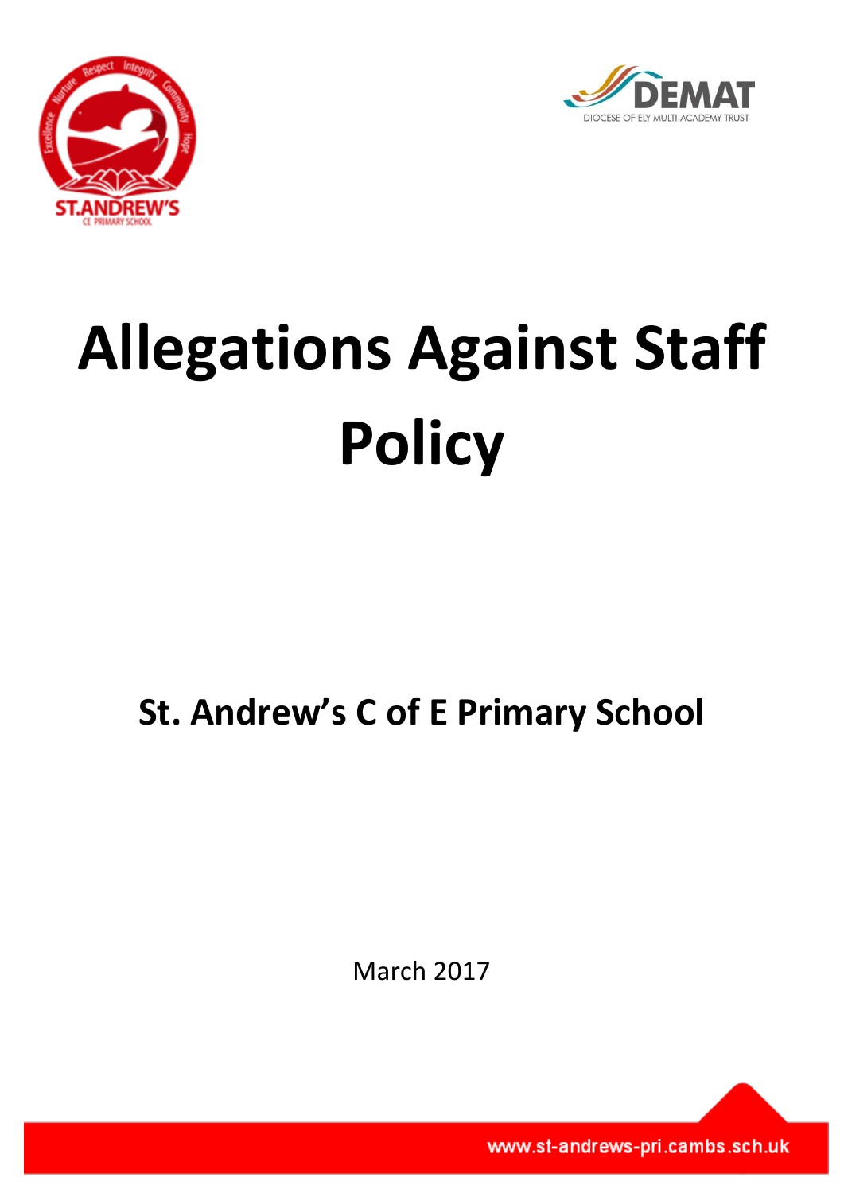# Allegations Against Staff Policy

## St. Andrew's C of E Primary School

March 2017

www.st-andrews-pri.cambs.sch.uk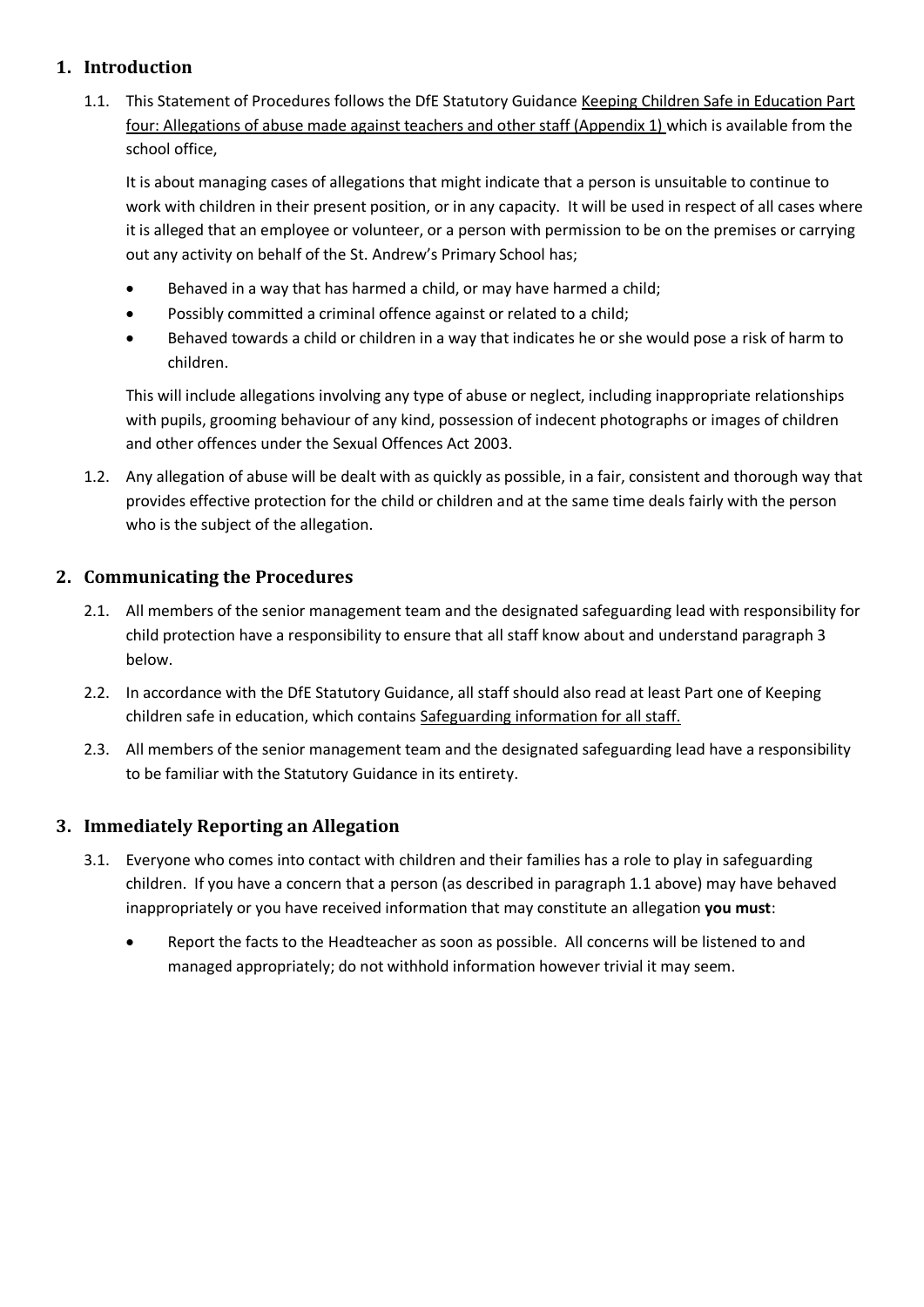## 1. Introduction

1.1. This Statement of Procedures follows the DfE Statutory Guidance Keeping Children Safe in Education Part four: Allegations of abuse made against teachers and other staff (Appendix 1) which is available from the school office,

It is about managing cases of allegations that might indicate that a person is unsuitable to continue to work with children in their present position, or in any capacity. It will be used in respect of all cases where it is alleged that an employee or volunteer, or a person with permission to be on the premises or carrying out any activity on behalf of the St. Andrew's Primary School has;

- Behaved in a way that has harmed a child, or may have harmed a child;
- Possibly committed a criminal offence against or related to a child;
- Behaved towards a child or children in a way that indicates he or she would pose a risk of harm to children.

This will include allegations involving any type of abuse or neglect, including inappropriate relationships with pupils, grooming behaviour of any kind, possession of indecent photographs or images of children and other offences under the Sexual Offences Act 2003.

1.2. Any allegation of abuse will be dealt with as quickly as possible, in a fair, consistent and thorough way that provides effective protection for the child or children and at the same time deals fairly with the person who is the subject of the allegation.

## 2. Communicating the Procedures

2.1. All members of the senior management team and the designated safeguarding lead with responsibility for child protection have a responsibility to ensure that all staff know about and understand paragraph 3 below.

2.2. In accordance with the DfE Statutory Guidance, all staff should also read at least Part one of Keeping children safe in education, which contains Safeguarding information for all staff.

2.3. All members of the senior management team and the designated safeguarding lead have a responsibility to be familiar with the Statutory Guidance in its entirety.

## 3. Immediately Reporting an Allegation

3.1. Everyone who comes into contact with children and their families has a role to play in safeguarding children. If you have a concern that a person (as described in paragraph 1.1 above) may have behaved inappropriately or you have received information that may constitute an allegation **you must**:

- Report the facts to the Headteacher as soon as possible. All concerns will be listened to and managed appropriately; do not withhold information however trivial it may seem.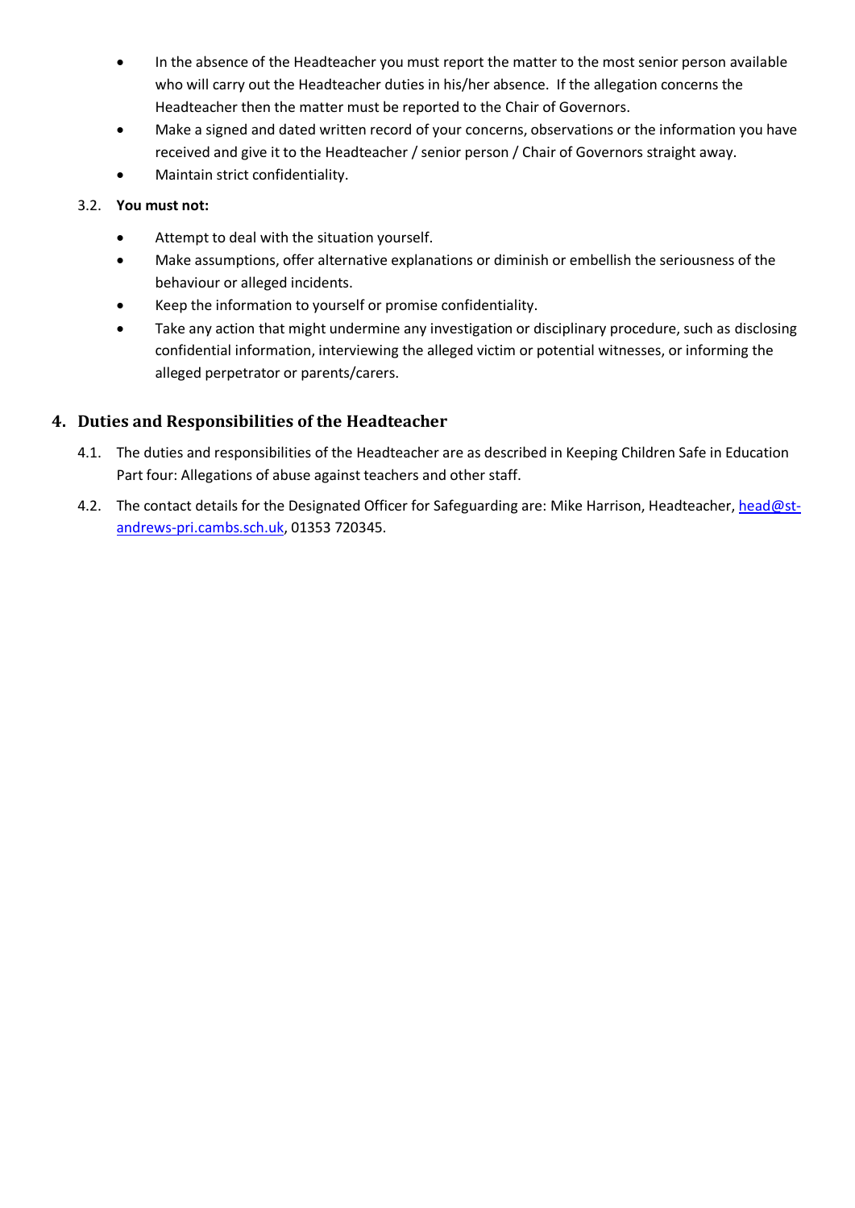- In the absence of the Headteacher you must report the matter to the most senior person available who will carry out the Headteacher duties in his/her absence. If the allegation concerns the Headteacher then the matter must be reported to the Chair of Governors.
- Make a signed and dated written record of your concerns, observations or the information you have received and give it to the Headteacher / senior person / Chair of Governors straight away.
- Maintain strict confidentiality.

3.2. **You must not:**

- Attempt to deal with the situation yourself.
- Make assumptions, offer alternative explanations or diminish or embellish the seriousness of the behaviour or alleged incidents.
- Keep the information to yourself or promise confidentiality.
- Take any action that might undermine any investigation or disciplinary procedure, such as disclosing confidential information, interviewing the alleged victim or potential witnesses, or informing the alleged perpetrator or parents/carers.

## 4. Duties and Responsibilities of the Headteacher

4.1. The duties and responsibilities of the Headteacher are as described in Keeping Children Safe in Education Part four: Allegations of abuse against teachers and other staff.

4.2. The contact details for the Designated Officer for Safeguarding are: Mike Harrison, Headteacher, head@st-andrews-pri.cambs.sch.uk, 01353 720345.